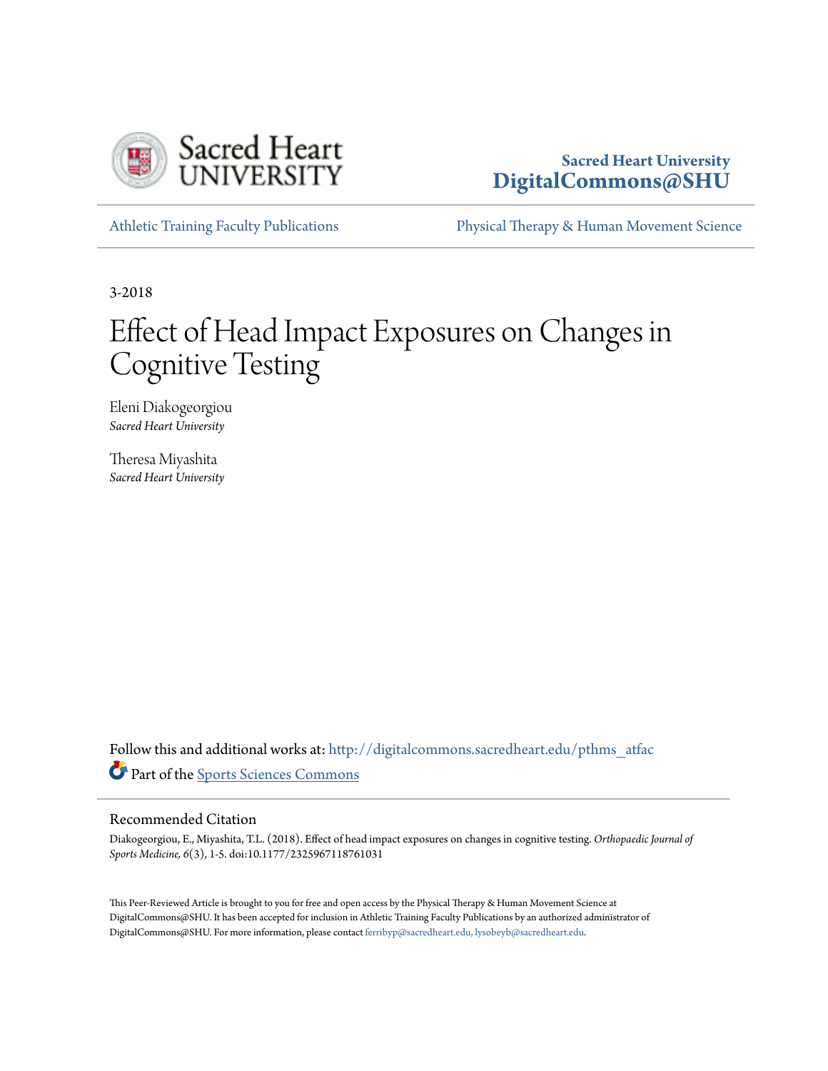Sacred Heart University
DigitalCommons@SHU

Athletic Training Faculty Publications | Physical Therapy & Human Movement Science

3-2018

# Effect of Head Impact Exposures on Changes in Cognitive Testing

Eleni Diakogeorgiou
*Sacred Heart University*

Theresa Miyashita
*Sacred Heart University*

Follow this and additional works at: http://digitalcommons.sacredheart.edu/pthms_atfac

Part of the Sports Sciences Commons

## Recommended Citation

Diakogeorgiou, E., Miyashita, T.L. (2018). Effect of head impact exposures on changes in cognitive testing. *Orthopaedic Journal of Sports Medicine, 6*(3), 1-5. doi:10.1177/2325967118761031

This Peer-Reviewed Article is brought to you for free and open access by the Physical Therapy & Human Movement Science at DigitalCommons@SHU. It has been accepted for inclusion in Athletic Training Faculty Publications by an authorized administrator of DigitalCommons@SHU. For more information, please contact ferribyp@sacredheart.edu, lysobeyb@sacredheart.edu.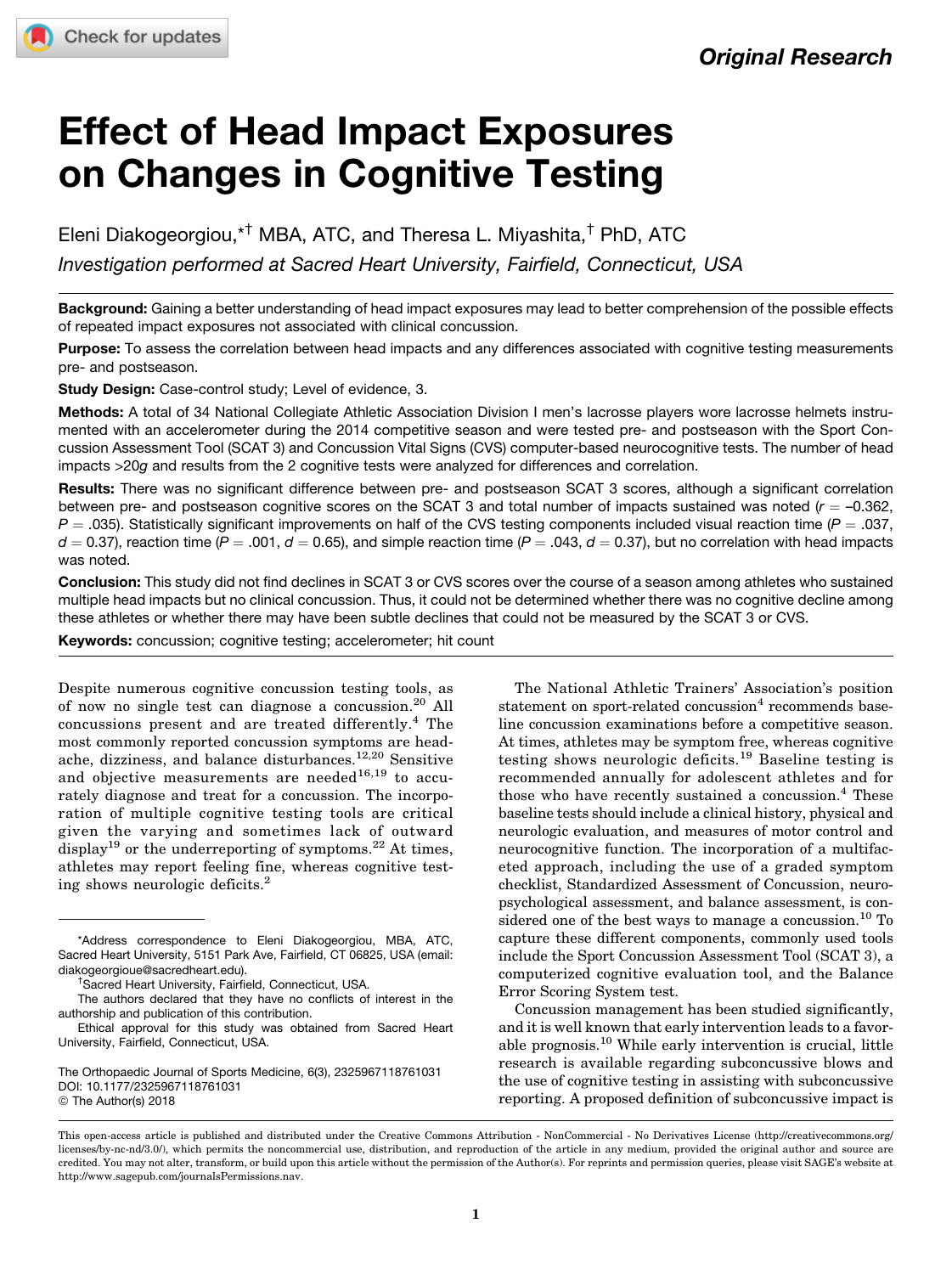Original Research

# Effect of Head Impact Exposures on Changes in Cognitive Testing

Eleni Diakogeorgiou,*† MBA, ATC, and Theresa L. Miyashita,† PhD, ATC

*Investigation performed at Sacred Heart University, Fairfield, Connecticut, USA*

**Background:** Gaining a better understanding of head impact exposures may lead to better comprehension of the possible effects of repeated impact exposures not associated with clinical concussion.

**Purpose:** To assess the correlation between head impacts and any differences associated with cognitive testing measurements pre- and postseason.

**Study Design:** Case-control study; Level of evidence, 3.

**Methods:** A total of 34 National Collegiate Athletic Association Division I men's lacrosse players wore lacrosse helmets instrumented with an accelerometer during the 2014 competitive season and were tested pre- and postseason with the Sport Concussion Assessment Tool (SCAT 3) and Concussion Vital Signs (CVS) computer-based neurocognitive tests. The number of head impacts >20*g* and results from the 2 cognitive tests were analyzed for differences and correlation.

**Results:** There was no significant difference between pre- and postseason SCAT 3 scores, although a significant correlation between pre- and postseason cognitive scores on the SCAT 3 and total number of impacts sustained was noted ($r = -0.362$, $P = .035$). Statistically significant improvements on half of the CVS testing components included visual reaction time ($P = .037$, $d = 0.37$), reaction time ($P = .001$, $d = 0.65$), and simple reaction time ($P = .043$, $d = 0.37$), but no correlation with head impacts was noted.

**Conclusion:** This study did not find declines in SCAT 3 or CVS scores over the course of a season among athletes who sustained multiple head impacts but no clinical concussion. Thus, it could not be determined whether there was no cognitive decline among these athletes or whether there may have been subtle declines that could not be measured by the SCAT 3 or CVS.

**Keywords:** concussion; cognitive testing; accelerometer; hit count

Despite numerous cognitive concussion testing tools, as of now no single test can diagnose a concussion.[20] All concussions present and are treated differently.[4] The most commonly reported concussion symptoms are headache, dizziness, and balance disturbances.[12,20] Sensitive and objective measurements are needed[16,19] to accurately diagnose and treat for a concussion. The incorporation of multiple cognitive testing tools are critical given the varying and sometimes lack of outward display[19] or the underreporting of symptoms.[22] At times, athletes may report feeling fine, whereas cognitive testing shows neurologic deficits.[2]

The National Athletic Trainers' Association's position statement on sport-related concussion[4] recommends baseline concussion examinations before a competitive season. At times, athletes may be symptom free, whereas cognitive testing shows neurologic deficits.[19] Baseline testing is recommended annually for adolescent athletes and for those who have recently sustained a concussion.[4] These baseline tests should include a clinical history, physical and neurologic evaluation, and measures of motor control and neurocognitive function. The incorporation of a multifaceted approach, including the use of a graded symptom checklist, Standardized Assessment of Concussion, neuropsychological assessment, and balance assessment, is considered one of the best ways to manage a concussion.[10] To capture these different components, commonly used tools include the Sport Concussion Assessment Tool (SCAT 3), a computerized cognitive evaluation tool, and the Balance Error Scoring System test.

Concussion management has been studied significantly, and it is well known that early intervention leads to a favorable prognosis.[10] While early intervention is crucial, little research is available regarding subconcussive blows and the use of cognitive testing in assisting with subconcussive reporting. A proposed definition of subconcussive impact is

*Address correspondence to Eleni Diakogeorgiou, MBA, ATC, Sacred Heart University, 5151 Park Ave, Fairfield, CT 06825, USA (email: diakogeorgioue@sacredheart.edu).

†Sacred Heart University, Fairfield, Connecticut, USA.

The authors declared that they have no conflicts of interest in the authorship and publication of this contribution.

Ethical approval for this study was obtained from Sacred Heart University, Fairfield, Connecticut, USA.

The Orthopaedic Journal of Sports Medicine, 6(3), 2325967118761031
DOI: 10.1177/2325967118761031
© The Author(s) 2018

This open-access article is published and distributed under the Creative Commons Attribution - NonCommercial - No Derivatives License (http://creativecommons.org/licenses/by-nc-nd/3.0/), which permits the noncommercial use, distribution, and reproduction of the article in any medium, provided the original author and source are credited. You may not alter, transform, or build upon this article without the permission of the Author(s). For reprints and permission queries, please visit SAGE's website at http://www.sagepub.com/journalsPermissions.nav.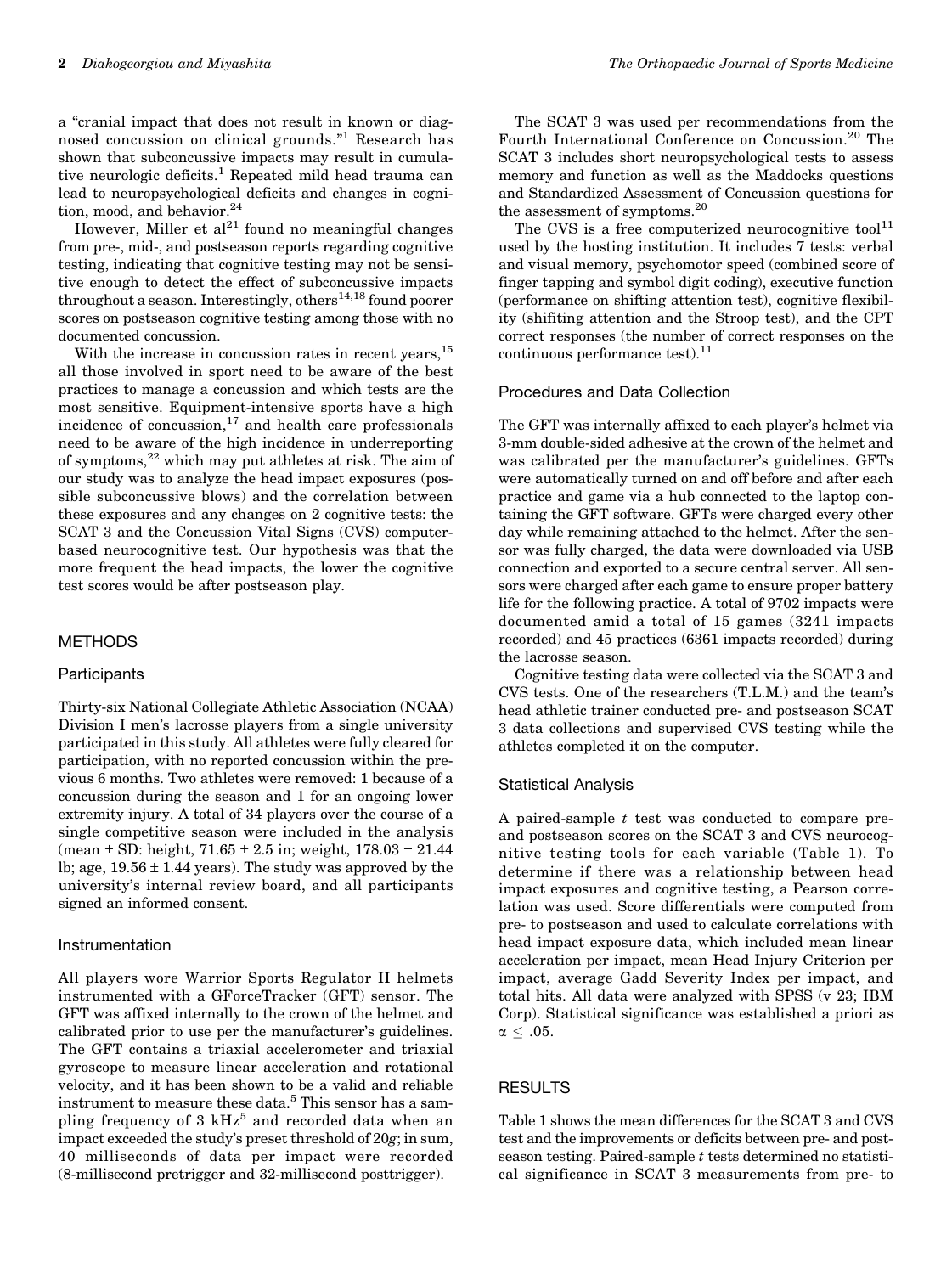a "cranial impact that does not result in known or diagnosed concussion on clinical grounds."[1] Research has shown that subconcussive impacts may result in cumulative neurologic deficits.[1] Repeated mild head trauma can lead to neuropsychological deficits and changes in cognition, mood, and behavior.[24]

However, Miller et al[21] found no meaningful changes from pre-, mid-, and postseason reports regarding cognitive testing, indicating that cognitive testing may not be sensitive enough to detect the effect of subconcussive impacts throughout a season. Interestingly, others[14,18] found poorer scores on postseason cognitive testing among those with no documented concussion.

With the increase in concussion rates in recent years,[15] all those involved in sport need to be aware of the best practices to manage a concussion and which tests are the most sensitive. Equipment-intensive sports have a high incidence of concussion,[17] and health care professionals need to be aware of the high incidence in underreporting of symptoms,[22] which may put athletes at risk. The aim of our study was to analyze the head impact exposures (possible subconcussive blows) and the correlation between these exposures and any changes on 2 cognitive tests: the SCAT 3 and the Concussion Vital Signs (CVS) computer-based neurocognitive test. Our hypothesis was that the more frequent the head impacts, the lower the cognitive test scores would be after postseason play.

## METHODS

### Participants

Thirty-six National Collegiate Athletic Association (NCAA) Division I men's lacrosse players from a single university participated in this study. All athletes were fully cleared for participation, with no reported concussion within the previous 6 months. Two athletes were removed: 1 because of a concussion during the season and 1 for an ongoing lower extremity injury. A total of 34 players over the course of a single competitive season were included in the analysis (mean ± SD: height, 71.65 ± 2.5 in; weight, 178.03 ± 21.44 lb; age, 19.56 ± 1.44 years). The study was approved by the university's internal review board, and all participants signed an informed consent.

### Instrumentation

All players wore Warrior Sports Regulator II helmets instrumented with a GForceTracker (GFT) sensor. The GFT was affixed internally to the crown of the helmet and calibrated prior to use per the manufacturer's guidelines. The GFT contains a triaxial accelerometer and triaxial gyroscope to measure linear acceleration and rotational velocity, and it has been shown to be a valid and reliable instrument to measure these data.[5] This sensor has a sampling frequency of 3 kHz[5] and recorded data when an impact exceeded the study's preset threshold of 20*g*; in sum, 40 milliseconds of data per impact were recorded (8-millisecond pretrigger and 32-millisecond posttrigger).

The SCAT 3 was used per recommendations from the Fourth International Conference on Concussion.[20] The SCAT 3 includes short neuropsychological tests to assess memory and function as well as the Maddocks questions and Standardized Assessment of Concussion questions for the assessment of symptoms.[20]

The CVS is a free computerized neurocognitive tool[11] used by the hosting institution. It includes 7 tests: verbal and visual memory, psychomotor speed (combined score of finger tapping and symbol digit coding), executive function (performance on shifting attention test), cognitive flexibility (shifiting attention and the Stroop test), and the CPT correct responses (the number of correct responses on the continuous performance test).[11]

### Procedures and Data Collection

The GFT was internally affixed to each player's helmet via 3-mm double-sided adhesive at the crown of the helmet and was calibrated per the manufacturer's guidelines. GFTs were automatically turned on and off before and after each practice and game via a hub connected to the laptop containing the GFT software. GFTs were charged every other day while remaining attached to the helmet. After the sensor was fully charged, the data were downloaded via USB connection and exported to a secure central server. All sensors were charged after each game to ensure proper battery life for the following practice. A total of 9702 impacts were documented amid a total of 15 games (3241 impacts recorded) and 45 practices (6361 impacts recorded) during the lacrosse season.

Cognitive testing data were collected via the SCAT 3 and CVS tests. One of the researchers (T.L.M.) and the team's head athletic trainer conducted pre- and postseason SCAT 3 data collections and supervised CVS testing while the athletes completed it on the computer.

### Statistical Analysis

A paired-sample *t* test was conducted to compare pre- and postseason scores on the SCAT 3 and CVS neurocognitive testing tools for each variable (Table 1). To determine if there was a relationship between head impact exposures and cognitive testing, a Pearson correlation was used. Score differentials were computed from pre- to postseason and used to calculate correlations with head impact exposure data, which included mean linear acceleration per impact, mean Head Injury Criterion per impact, average Gadd Severity Index per impact, and total hits. All data were analyzed with SPSS (v 23; IBM Corp). Statistical significance was established a priori as $\alpha \leq .05$.

## RESULTS

Table 1 shows the mean differences for the SCAT 3 and CVS test and the improvements or deficits between pre- and postseason testing. Paired-sample *t* tests determined no statistical significance in SCAT 3 measurements from pre- to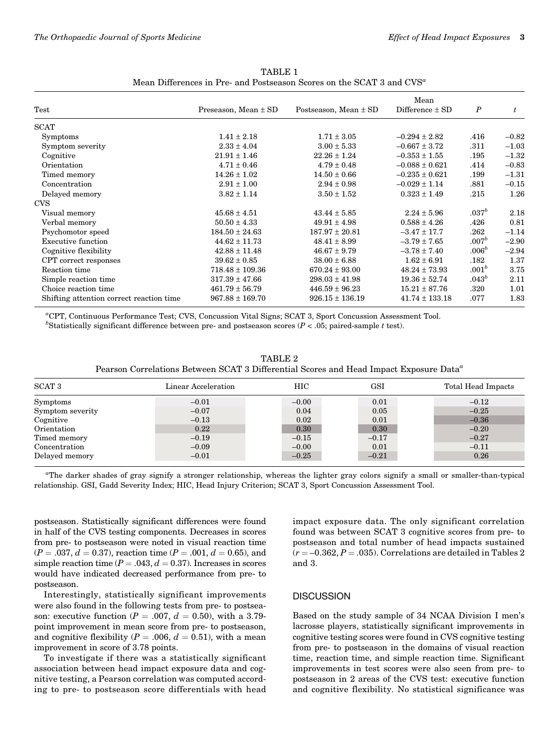TABLE 1
Mean Differences in Pre- and Postseason Scores on the SCAT 3 and CVS[a]

| Test | Preseason, Mean ± SD | Postseason, Mean ± SD | Mean Difference ± SD | $P$ | $t$ |
|---|---|---|---|---|---|
| SCAT | | | | | |
| Symptoms | 1.41 ± 2.18 | 1.71 ± 3.05 | −0.294 ± 2.82 | .416 | −0.82 |
| Symptom severity | 2.33 ± 4.04 | 3.00 ± 5.33 | −0.667 ± 3.72 | .311 | −1.03 |
| Cognitive | 21.91 ± 1.46 | 22.26 ± 1.24 | −0.353 ± 1.55 | .195 | −1.32 |
| Orientation | 4.71 ± 0.46 | 4.79 ± 0.48 | −0.088 ± 0.621 | .414 | −0.83 |
| Timed memory | 14.26 ± 1.02 | 14.50 ± 0.66 | −0.235 ± 0.621 | .199 | −1.31 |
| Concentration | 2.91 ± 1.00 | 2.94 ± 0.98 | −0.029 ± 1.14 | .881 | −0.15 |
| Delayed memory | 3.82 ± 1.14 | 3.50 ± 1.52 | 0.323 ± 1.49 | .215 | 1.26 |
| CVS | | | | | |
| Visual memory | 45.68 ± 4.51 | 43.44 ± 5.85 | 2.24 ± 5.96 | .037[b] | 2.18 |
| Verbal memory | 50.50 ± 4.33 | 49.91 ± 4.98 | 0.588 ± 4.26 | .426 | 0.81 |
| Psychomotor speed | 184.50 ± 24.63 | 187.97 ± 20.81 | −3.47 ± 17.7 | .262 | −1.14 |
| Executive function | 44.62 ± 11.73 | 48.41 ± 8.99 | −3.79 ± 7.65 | .007[b] | −2.90 |
| Cognitive flexibility | 42.88 ± 11.48 | 46.67 ± 9.79 | −3.78 ± 7.40 | .006[b] | −2.94 |
| CPT correct responses | 39.62 ± 0.85 | 38.00 ± 6.88 | 1.62 ± 6.91 | .182 | 1.37 |
| Reaction time | 718.48 ± 109.36 | 670.24 ± 93.00 | 48.24 ± 73.93 | .001[b] | 3.75 |
| Simple reaction time | 317.39 ± 47.66 | 298.03 ± 41.98 | 19.36 ± 52.74 | .043[b] | 2.11 |
| Choice reaction time | 461.79 ± 56.79 | 446.59 ± 96.23 | 15.21 ± 87.76 | .320 | 1.01 |
| Shifting attention correct reaction time | 967.88 ± 169.70 | 926.15 ± 136.19 | 41.74 ± 133.18 | .077 | 1.83 |

[a]CPT, Continuous Performance Test; CVS, Concussion Vital Signs; SCAT 3, Sport Concussion Assessment Tool.
[b]Statistically significant difference between pre- and postseason scores ($P < .05$; paired-sample $t$ test).

TABLE 2
Pearson Correlations Between SCAT 3 Differential Scores and Head Impact Exposure Data[a]

| SCAT 3 | Linear Acceleration | HIC | GSI | Total Head Impacts |
|---|---|---|---|---|
| Symptoms | −0.01 | −0.00 | 0.01 | −0.12 |
| Symptom severity | −0.07 | 0.04 | 0.05 | −0.25 |
| Cognitive | −0.13 | 0.02 | 0.01 | −0.36 |
| Orientation | 0.22 | 0.30 | 0.30 | −0.20 |
| Timed memory | −0.19 | −0.15 | −0.17 | −0.27 |
| Concentration | −0.09 | −0.00 | 0.01 | −0.11 |
| Delayed memory | −0.01 | −0.25 | −0.21 | 0.26 |

[a]The darker shades of gray signify a stronger relationship, whereas the lighter gray colors signify a small or smaller-than-typical relationship. GSI, Gadd Severity Index; HIC, Head Injury Criterion; SCAT 3, Sport Concussion Assessment Tool.

postseason. Statistically significant differences were found in half of the CVS testing components. Decreases in scores from pre- to postseason were noted in visual reaction time ($P = .037$, $d = 0.37$), reaction time ($P = .001$, $d = 0.65$), and simple reaction time ($P = .043$, $d = 0.37$). Increases in scores would have indicated decreased performance from pre- to postseason.

Interestingly, statistically significant improvements were also found in the following tests from pre- to postseason: executive function ($P = .007$, $d = 0.50$), with a 3.79-point improvement in mean score from pre- to postseason, and cognitive flexibility ($P = .006$, $d = 0.51$), with a mean improvement in score of 3.78 points.

To investigate if there was a statistically significant association between head impact exposure data and cognitive testing, a Pearson correlation was computed according to pre- to postseason score differentials with head impact exposure data. The only significant correlation found was between SCAT 3 cognitive scores from pre- to postseason and total number of head impacts sustained ($r = -0.362$, $P = .035$). Correlations are detailed in Tables 2 and 3.

## DISCUSSION

Based on the study sample of 34 NCAA Division I men's lacrosse players, statistically significant improvements in cognitive testing scores were found in CVS cognitive testing from pre- to postseason in the domains of visual reaction time, reaction time, and simple reaction time. Significant improvements in test scores were also seen from pre- to postseason in 2 areas of the CVS test: executive function and cognitive flexibility. No statistical significance was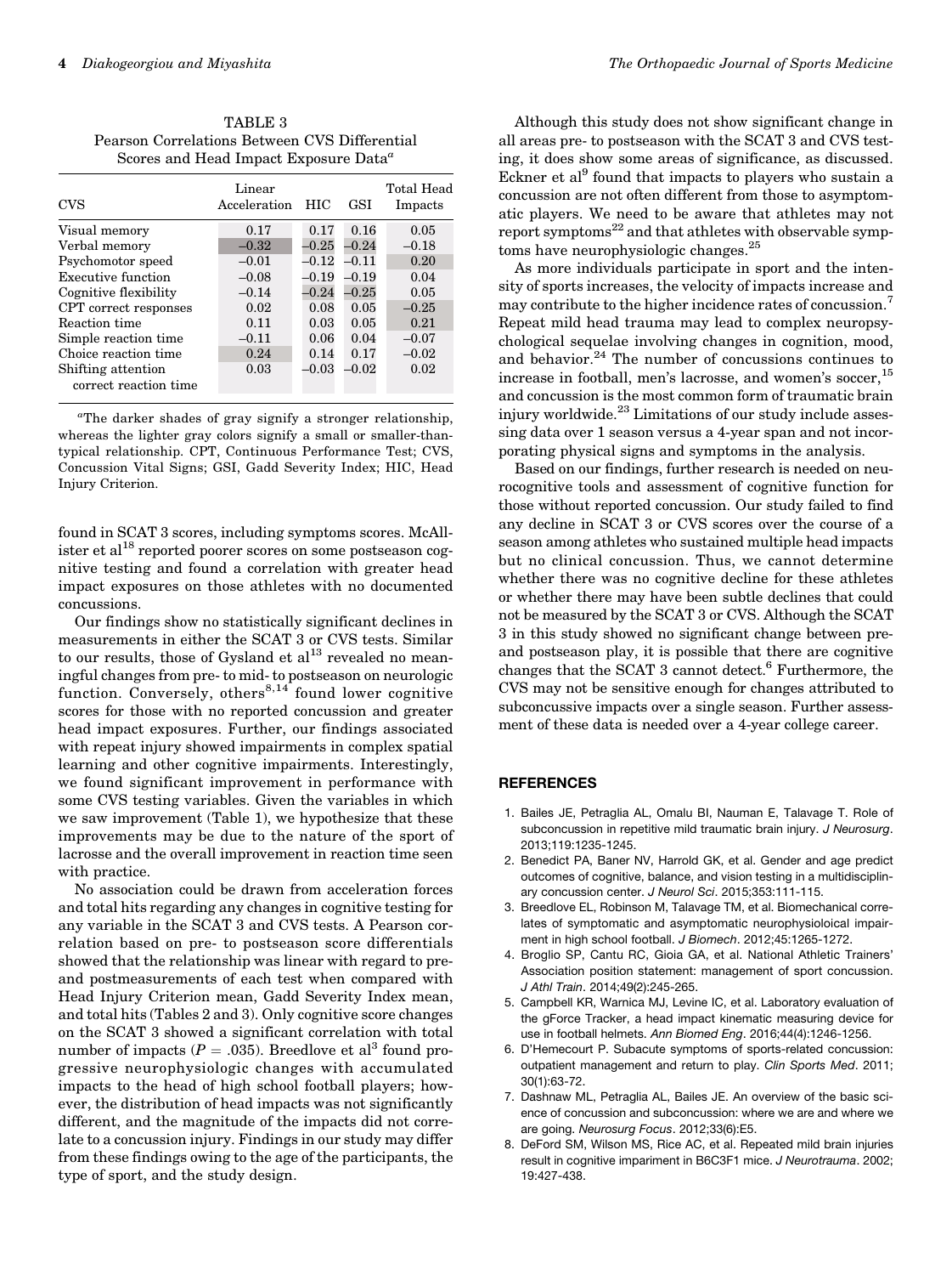TABLE 3
Pearson Correlations Between CVS Differential Scores and Head Impact Exposure Data[a]

| CVS | Linear Acceleration | HIC | GSI | Total Head Impacts |
|---|---|---|---|---|
| Visual memory | 0.17 | 0.17 | 0.16 | 0.05 |
| Verbal memory | −0.32 | −0.25 | −0.24 | −0.18 |
| Psychomotor speed | −0.01 | −0.12 | −0.11 | 0.20 |
| Executive function | −0.08 | −0.19 | −0.19 | 0.04 |
| Cognitive flexibility | −0.14 | −0.24 | −0.25 | 0.05 |
| CPT correct responses | 0.02 | 0.08 | 0.05 | −0.25 |
| Reaction time | 0.11 | 0.03 | 0.05 | 0.21 |
| Simple reaction time | −0.11 | 0.06 | 0.04 | −0.07 |
| Choice reaction time | 0.24 | 0.14 | 0.17 | −0.02 |
| Shifting attention correct reaction time | 0.03 | −0.03 | −0.02 | 0.02 |

[a]The darker shades of gray signify a stronger relationship, whereas the lighter gray colors signify a small or smaller-than-typical relationship. CPT, Continuous Performance Test; CVS, Concussion Vital Signs; GSI, Gadd Severity Index; HIC, Head Injury Criterion.

found in SCAT 3 scores, including symptoms scores. McAllister et al[18] reported poorer scores on some postseason cognitive testing and found a correlation with greater head impact exposures on those athletes with no documented concussions.

Our findings show no statistically significant declines in measurements in either the SCAT 3 or CVS tests. Similar to our results, those of Gysland et al[13] revealed no meaningful changes from pre- to mid- to postseason on neurologic function. Conversely, others[8,14] found lower cognitive scores for those with no reported concussion and greater head impact exposures. Further, our findings associated with repeat injury showed impairments in complex spatial learning and other cognitive impairments. Interestingly, we found significant improvement in performance with some CVS testing variables. Given the variables in which we saw improvement (Table 1), we hypothesize that these improvements may be due to the nature of the sport of lacrosse and the overall improvement in reaction time seen with practice.

No association could be drawn from acceleration forces and total hits regarding any changes in cognitive testing for any variable in the SCAT 3 and CVS tests. A Pearson correlation based on pre- to postseason score differentials showed that the relationship was linear with regard to pre- and postmeasurements of each test when compared with Head Injury Criterion mean, Gadd Severity Index mean, and total hits (Tables 2 and 3). Only cognitive score changes on the SCAT 3 showed a significant correlation with total number of impacts ($P = .035$). Breedlove et al[3] found progressive neurophysiologic changes with accumulated impacts to the head of high school football players; however, the distribution of head impacts was not significantly different, and the magnitude of the impacts did not correlate to a concussion injury. Findings in our study may differ from these findings owing to the age of the participants, the type of sport, and the study design.

Although this study does not show significant change in all areas pre- to postseason with the SCAT 3 and CVS testing, it does show some areas of significance, as discussed. Eckner et al[9] found that impacts to players who sustain a concussion are not often different from those to asymptomatic players. We need to be aware that athletes may not report symptoms[22] and that athletes with observable symptoms have neurophysiologic changes.[25]

As more individuals participate in sport and the intensity of sports increases, the velocity of impacts increase and may contribute to the higher incidence rates of concussion.[7] Repeat mild head trauma may lead to complex neuropsychological sequelae involving changes in cognition, mood, and behavior.[24] The number of concussions continues to increase in football, men's lacrosse, and women's soccer,[15] and concussion is the most common form of traumatic brain injury worldwide.[23] Limitations of our study include assessing data over 1 season versus a 4-year span and not incorporating physical signs and symptoms in the analysis.

Based on our findings, further research is needed on neurocognitive tools and assessment of cognitive function for those without reported concussion. Our study failed to find any decline in SCAT 3 or CVS scores over the course of a season among athletes who sustained multiple head impacts but no clinical concussion. Thus, we cannot determine whether there was no cognitive decline for these athletes or whether there may have been subtle declines that could not be measured by the SCAT 3 or CVS. Although the SCAT 3 in this study showed no significant change between pre- and postseason play, it is possible that there are cognitive changes that the SCAT 3 cannot detect.[6] Furthermore, the CVS may not be sensitive enough for changes attributed to subconcussive impacts over a single season. Further assessment of these data is needed over a 4-year college career.

## REFERENCES

1. Bailes JE, Petraglia AL, Omalu BI, Nauman E, Talavage T. Role of subconcussion in repetitive mild traumatic brain injury. *J Neurosurg*. 2013;119:1235-1245.
2. Benedict PA, Baner NV, Harrold GK, et al. Gender and age predict outcomes of cognitive, balance, and vision testing in a multidisciplinary concussion center. *J Neurol Sci*. 2015;353:111-115.
3. Breedlove EL, Robinson M, Talavage TM, et al. Biomechanical correlates of symptomatic and asymptomatic neurophysioloical impairment in high school football. *J Biomech*. 2012;45:1265-1272.
4. Broglio SP, Cantu RC, Gioia GA, et al. National Athletic Trainers' Association position statement: management of sport concussion. *J Athl Train*. 2014;49(2):245-265.
5. Campbell KR, Warnica MJ, Levine IC, et al. Laboratory evaluation of the gForce Tracker, a head impact kinematic measuring device for use in football helmets. *Ann Biomed Eng*. 2016;44(4):1246-1256.
6. D'Hemecourt P. Subacute symptoms of sports-related concussion: outpatient management and return to play. *Clin Sports Med*. 2011; 30(1):63-72.
7. Dashnaw ML, Petraglia AL, Bailes JE. An overview of the basic science of concussion and subconcussion: where we are and where we are going. *Neurosurg Focus*. 2012;33(6):E5.
8. DeFord SM, Wilson MS, Rice AC, et al. Repeated mild brain injuries result in cognitive impariment in B6C3F1 mice. *J Neurotrauma*. 2002; 19:427-438.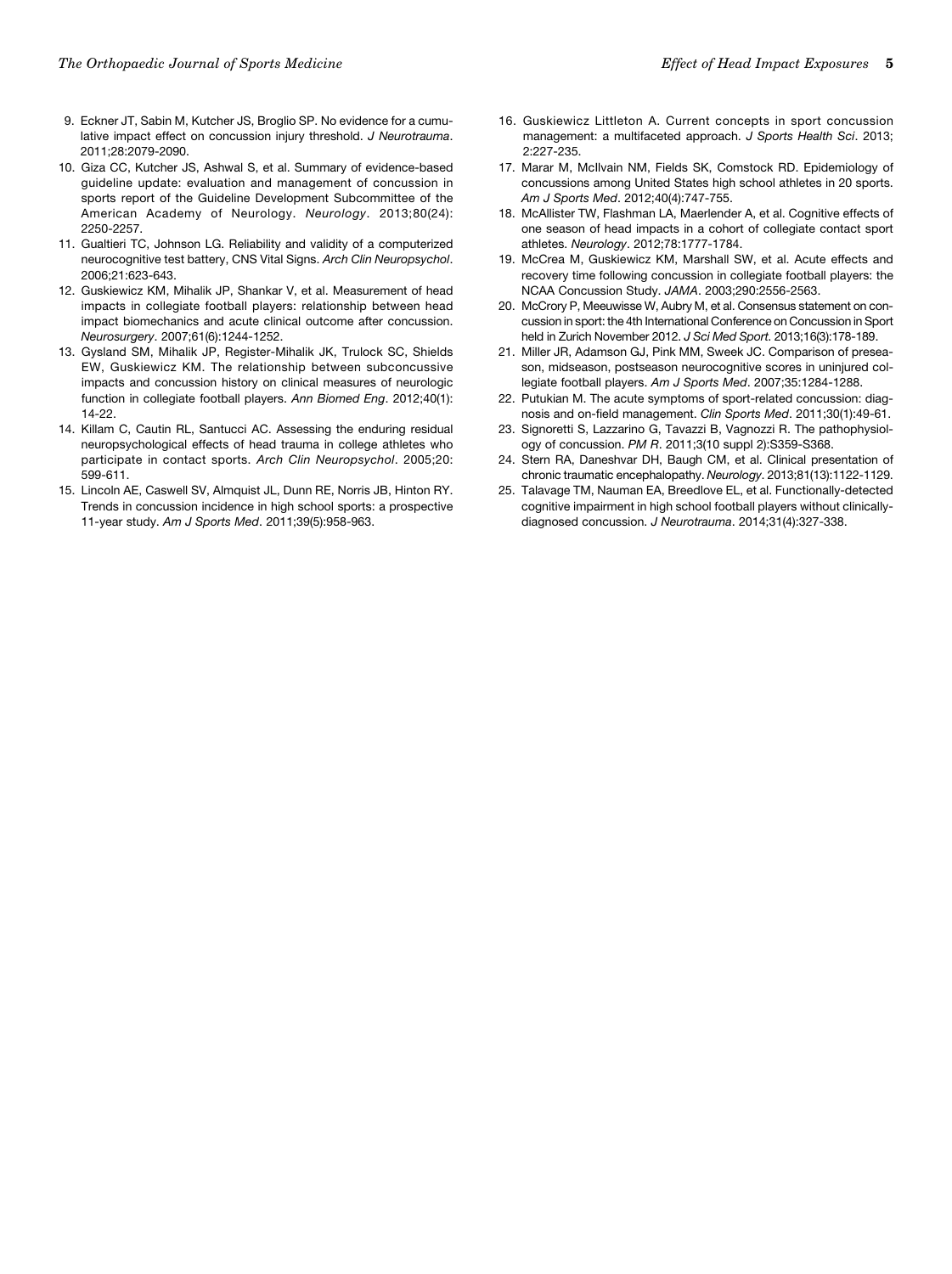9. Eckner JT, Sabin M, Kutcher JS, Broglio SP. No evidence for a cumulative impact effect on concussion injury threshold. *J Neurotrauma*. 2011;28:2079-2090.
10. Giza CC, Kutcher JS, Ashwal S, et al. Summary of evidence-based guideline update: evaluation and management of concussion in sports report of the Guideline Development Subcommittee of the American Academy of Neurology. *Neurology*. 2013;80(24): 2250-2257.
11. Gualtieri TC, Johnson LG. Reliability and validity of a computerized neurocognitive test battery, CNS Vital Signs. *Arch Clin Neuropsychol*. 2006;21:623-643.
12. Guskiewicz KM, Mihalik JP, Shankar V, et al. Measurement of head impacts in collegiate football players: relationship between head impact biomechanics and acute clinical outcome after concussion. *Neurosurgery*. 2007;61(6):1244-1252.
13. Gysland SM, Mihalik JP, Register-Mihalik JK, Trulock SC, Shields EW, Guskiewicz KM. The relationship between subconcussive impacts and concussion history on clinical measures of neurologic function in collegiate football players. *Ann Biomed Eng*. 2012;40(1): 14-22.
14. Killam C, Cautin RL, Santucci AC. Assessing the enduring residual neuropsychological effects of head trauma in college athletes who participate in contact sports. *Arch Clin Neuropsychol*. 2005;20: 599-611.
15. Lincoln AE, Caswell SV, Almquist JL, Dunn RE, Norris JB, Hinton RY. Trends in concussion incidence in high school sports: a prospective 11-year study. *Am J Sports Med*. 2011;39(5):958-963.
16. Guskiewicz Littleton A. Current concepts in sport concussion management: a multifaceted approach. *J Sports Health Sci*. 2013; 2:227-235.
17. Marar M, McIlvain NM, Fields SK, Comstock RD. Epidemiology of concussions among United States high school athletes in 20 sports. *Am J Sports Med*. 2012;40(4):747-755.
18. McAllister TW, Flashman LA, Maerlender A, et al. Cognitive effects of one season of head impacts in a cohort of collegiate contact sport athletes. *Neurology*. 2012;78:1777-1784.
19. McCrea M, Guskiewicz KM, Marshall SW, et al. Acute effects and recovery time following concussion in collegiate football players: the NCAA Concussion Study. *JAMA*. 2003;290:2556-2563.
20. McCrory P, Meeuwisse W, Aubry M, et al. Consensus statement on concussion in sport: the 4th International Conference on Concussion in Sport held in Zurich November 2012. *J Sci Med Sport*. 2013;16(3):178-189.
21. Miller JR, Adamson GJ, Pink MM, Sweek JC. Comparison of preseason, midseason, postseason neurocognitive scores in uninjured collegiate football players. *Am J Sports Med*. 2007;35:1284-1288.
22. Putukian M. The acute symptoms of sport-related concussion: diagnosis and on-field management. *Clin Sports Med*. 2011;30(1):49-61.
23. Signoretti S, Lazzarino G, Tavazzi B, Vagnozzi R. The pathophysiology of concussion. *PM R*. 2011;3(10 suppl 2):S359-S368.
24. Stern RA, Daneshvar DH, Baugh CM, et al. Clinical presentation of chronic traumatic encephalopathy. *Neurology*. 2013;81(13):1122-1129.
25. Talavage TM, Nauman EA, Breedlove EL, et al. Functionally-detected cognitive impairment in high school football players without clinically-diagnosed concussion. *J Neurotrauma*. 2014;31(4):327-338.